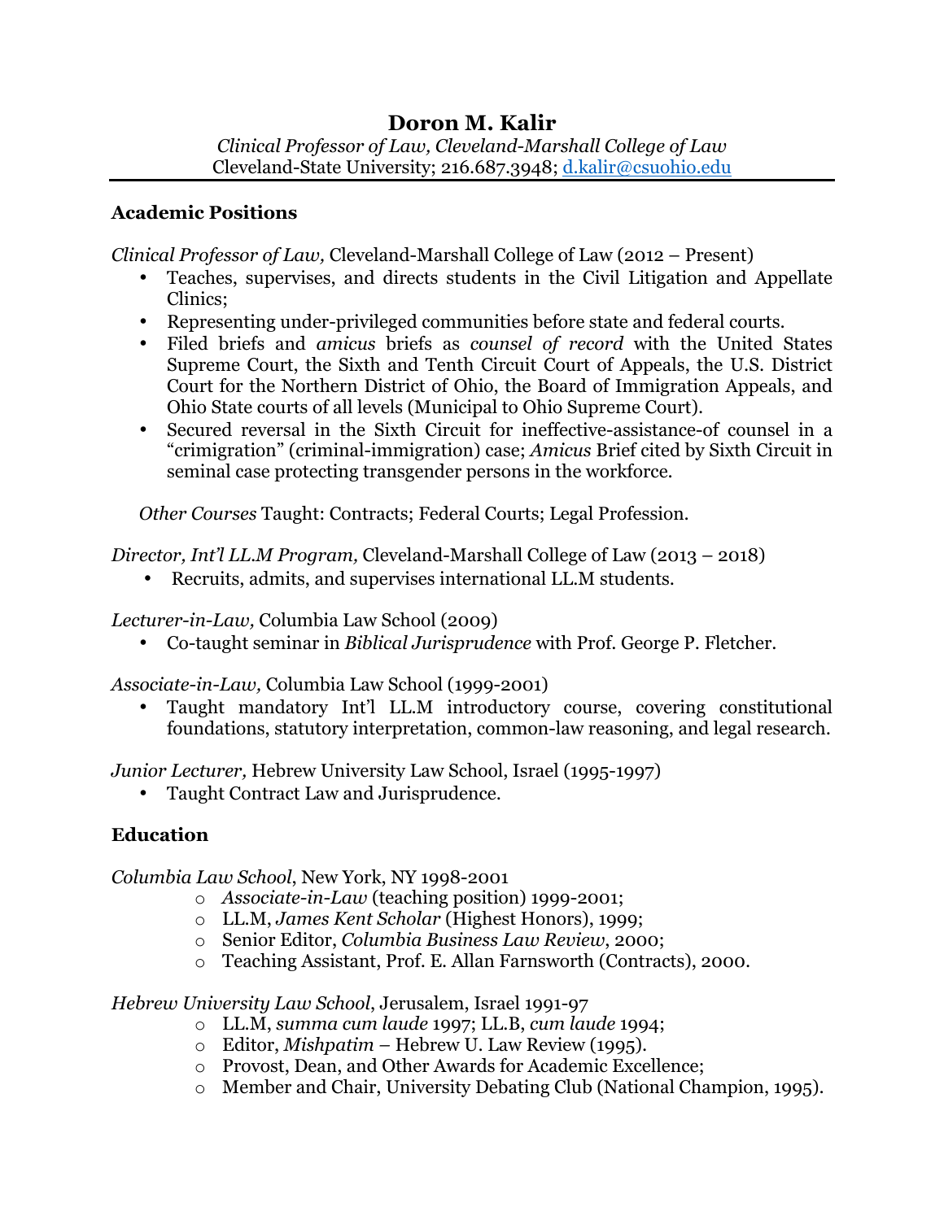# Doron M. Kalir

*Clinical Professor of Law, Cleveland-Marshall College of Law*
Cleveland-State University; 216.687.3948; d.kalir@csuohio.edu

## Academic Positions

*Clinical Professor of Law,* Cleveland-Marshall College of Law (2012 – Present)

- Teaches, supervises, and directs students in the Civil Litigation and Appellate Clinics;
- Representing under-privileged communities before state and federal courts.
- Filed briefs and *amicus* briefs as *counsel of record* with the United States Supreme Court, the Sixth and Tenth Circuit Court of Appeals, the U.S. District Court for the Northern District of Ohio, the Board of Immigration Appeals, and Ohio State courts of all levels (Municipal to Ohio Supreme Court).
- Secured reversal in the Sixth Circuit for ineffective-assistance-of counsel in a "crimigration" (criminal-immigration) case; *Amicus* Brief cited by Sixth Circuit in seminal case protecting transgender persons in the workforce.

*Other Courses* Taught: Contracts; Federal Courts; Legal Profession.

*Director, Int'l LL.M Program,* Cleveland-Marshall College of Law (2013 – 2018)

- Recruits, admits, and supervises international LL.M students.

*Lecturer-in-Law,* Columbia Law School (2009)

- Co-taught seminar in *Biblical Jurisprudence* with Prof. George P. Fletcher.

*Associate-in-Law,* Columbia Law School (1999-2001)

- Taught mandatory Int'l LL.M introductory course, covering constitutional foundations, statutory interpretation, common-law reasoning, and legal research.

*Junior Lecturer,* Hebrew University Law School, Israel (1995-1997)

- Taught Contract Law and Jurisprudence.

## Education

*Columbia Law School*, New York, NY 1998-2001

- *Associate-in-Law* (teaching position) 1999-2001;
- LL.M, *James Kent Scholar* (Highest Honors), 1999;
- Senior Editor, *Columbia Business Law Review*, 2000;
- Teaching Assistant, Prof. E. Allan Farnsworth (Contracts), 2000.

*Hebrew University Law School*, Jerusalem, Israel 1991-97

- LL.M, *summa cum laude* 1997; LL.B, *cum laude* 1994;
- Editor, *Mishpatim* – Hebrew U. Law Review (1995).
- Provost, Dean, and Other Awards for Academic Excellence;
- Member and Chair, University Debating Club (National Champion, 1995).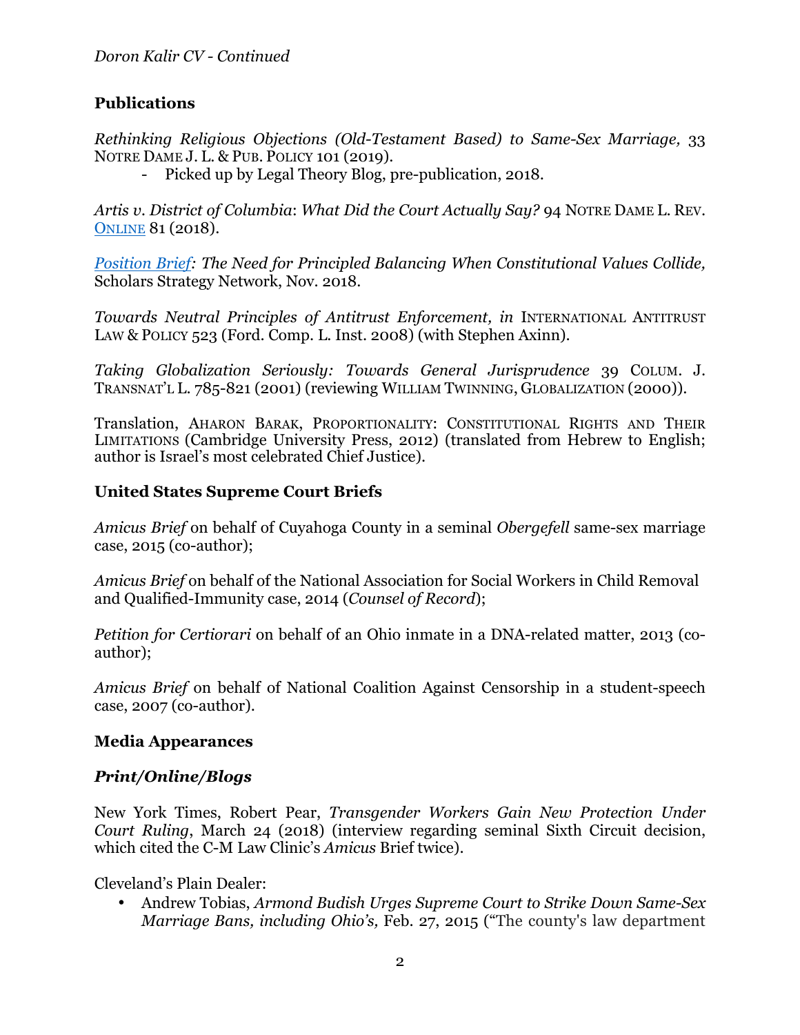## Publications

*Rethinking Religious Objections (Old-Testament Based) to Same-Sex Marriage,* 33 NOTRE DAME J. L. & PUB. POLICY 101 (2019).

- Picked up by Legal Theory Blog, pre-publication, 2018.

*Artis v. District of Columbia*: *What Did the Court Actually Say?* 94 NOTRE DAME L. REV. ONLINE 81 (2018).

*Position Brief: The Need for Principled Balancing When Constitutional Values Collide,* Scholars Strategy Network, Nov. 2018.

*Towards Neutral Principles of Antitrust Enforcement, in* INTERNATIONAL ANTITRUST LAW & POLICY 523 (Ford. Comp. L. Inst. 2008) (with Stephen Axinn).

*Taking Globalization Seriously: Towards General Jurisprudence* 39 COLUM. J. TRANSNAT'L L. 785-821 (2001) (reviewing WILLIAM TWINNING, GLOBALIZATION (2000)).

Translation, AHARON BARAK, PROPORTIONALITY: CONSTITUTIONAL RIGHTS AND THEIR LIMITATIONS (Cambridge University Press, 2012) (translated from Hebrew to English; author is Israel's most celebrated Chief Justice).

## United States Supreme Court Briefs

*Amicus Brief* on behalf of Cuyahoga County in a seminal *Obergefell* same-sex marriage case, 2015 (co-author);

*Amicus Brief* on behalf of the National Association for Social Workers in Child Removal and Qualified-Immunity case, 2014 (*Counsel of Record*);

*Petition for Certiorari* on behalf of an Ohio inmate in a DNA-related matter, 2013 (co-author);

*Amicus Brief* on behalf of National Coalition Against Censorship in a student-speech case, 2007 (co-author).

## Media Appearances

### *Print/Online/Blogs*

New York Times, Robert Pear, *Transgender Workers Gain New Protection Under Court Ruling*, March 24 (2018) (interview regarding seminal Sixth Circuit decision, which cited the C-M Law Clinic's *Amicus* Brief twice).

Cleveland's Plain Dealer:

- Andrew Tobias, *Armond Budish Urges Supreme Court to Strike Down Same-Sex Marriage Bans, including Ohio's,* Feb. 27, 2015 ("The county's law department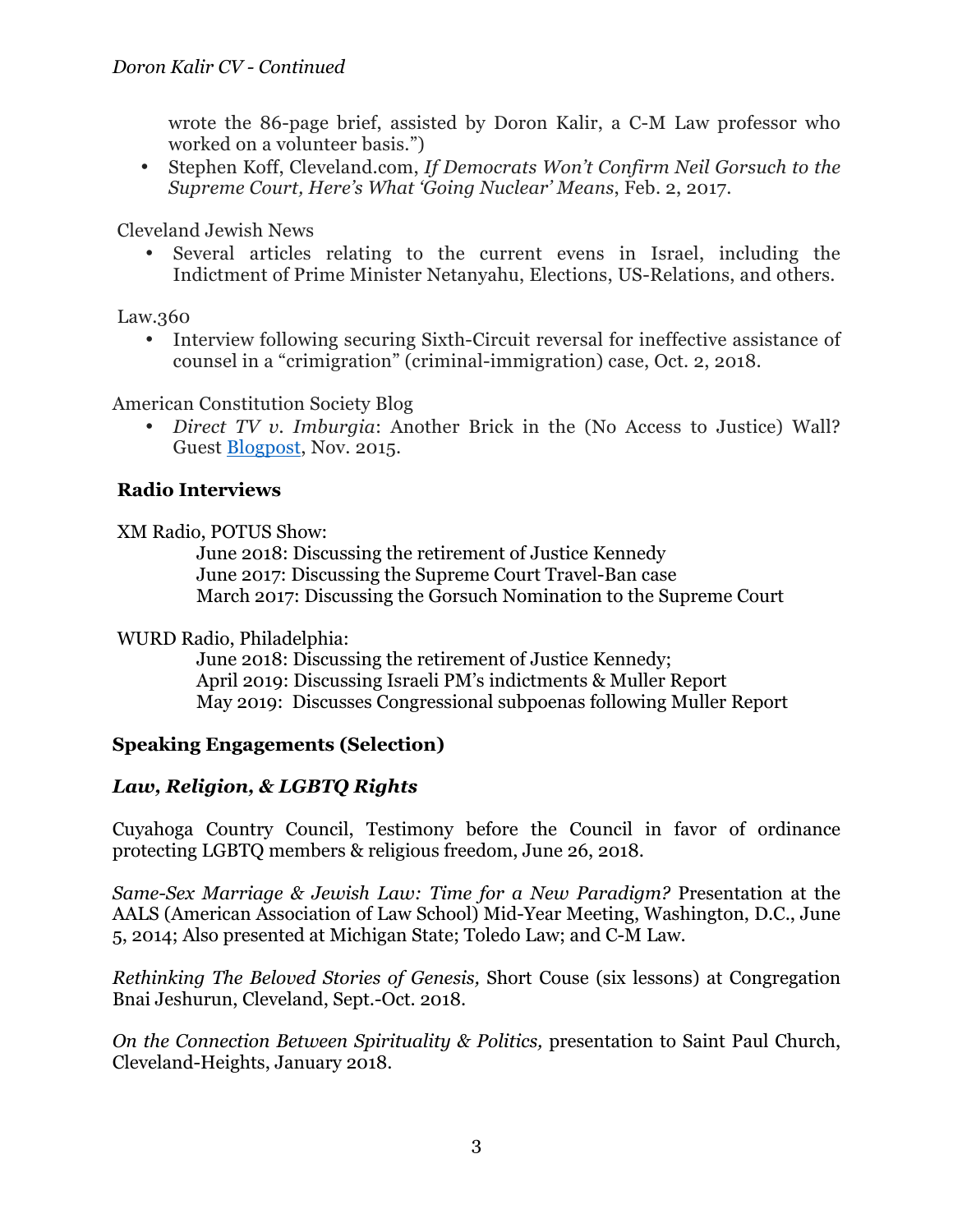wrote the 86-page brief, assisted by Doron Kalir, a C-M Law professor who worked on a volunteer basis.")

- Stephen Koff, Cleveland.com, *If Democrats Won't Confirm Neil Gorsuch to the Supreme Court, Here's What 'Going Nuclear' Means*, Feb. 2, 2017.

Cleveland Jewish News

- Several articles relating to the current evens in Israel, including the Indictment of Prime Minister Netanyahu, Elections, US-Relations, and others.

Law.360

- Interview following securing Sixth-Circuit reversal for ineffective assistance of counsel in a "crimigration" (criminal-immigration) case, Oct. 2, 2018.

American Constitution Society Blog

- *Direct TV v. Imburgia*: Another Brick in the (No Access to Justice) Wall? Guest Blogpost, Nov. 2015.

### Radio Interviews

XM Radio, POTUS Show:

June 2018: Discussing the retirement of Justice Kennedy
June 2017: Discussing the Supreme Court Travel-Ban case
March 2017: Discussing the Gorsuch Nomination to the Supreme Court

WURD Radio, Philadelphia:

June 2018: Discussing the retirement of Justice Kennedy;
April 2019: Discussing Israeli PM's indictments & Muller Report
May 2019: Discusses Congressional subpoenas following Muller Report

### Speaking Engagements (Selection)

#### *Law, Religion, & LGBTQ Rights*

Cuyahoga Country Council, Testimony before the Council in favor of ordinance protecting LGBTQ members & religious freedom, June 26, 2018.

*Same-Sex Marriage & Jewish Law: Time for a New Paradigm?* Presentation at the AALS (American Association of Law School) Mid-Year Meeting, Washington, D.C., June 5, 2014; Also presented at Michigan State; Toledo Law; and C-M Law.

*Rethinking The Beloved Stories of Genesis,* Short Couse (six lessons) at Congregation Bnai Jeshurun, Cleveland, Sept.-Oct. 2018.

*On the Connection Between Spirituality & Politics,* presentation to Saint Paul Church, Cleveland-Heights, January 2018.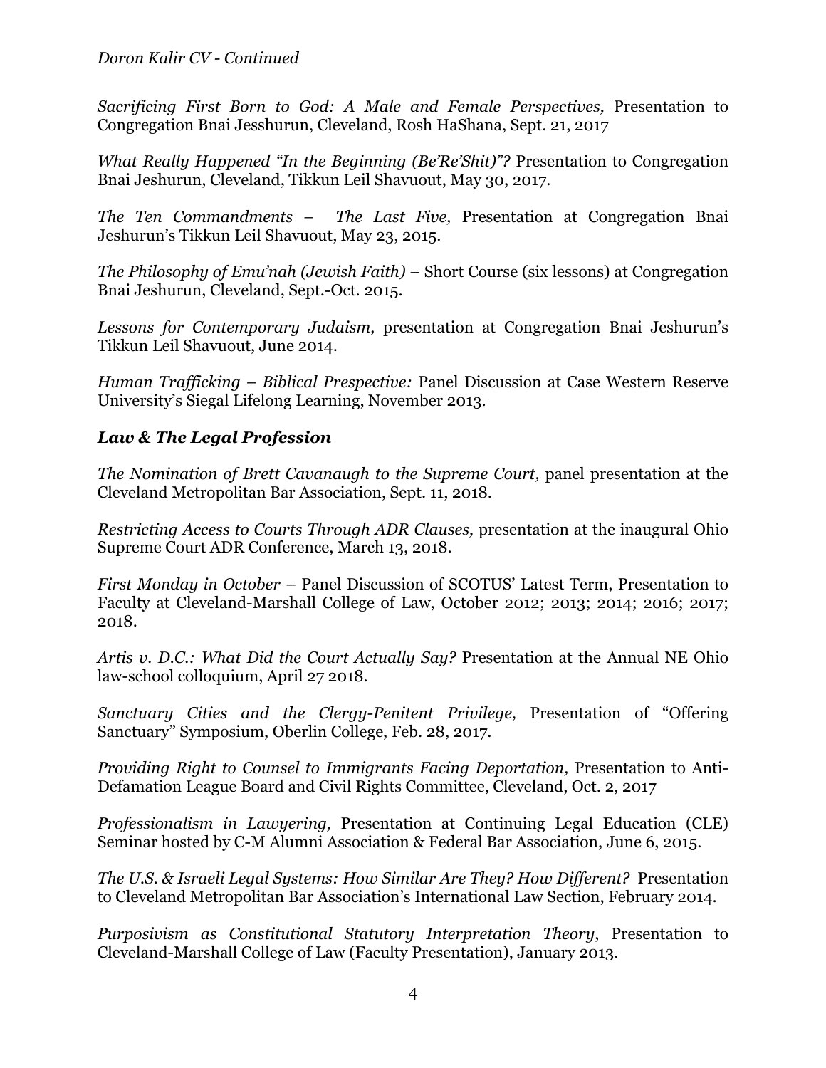*Sacrificing First Born to God: A Male and Female Perspectives,* Presentation to Congregation Bnai Jesshurun, Cleveland, Rosh HaShana, Sept. 21, 2017

*What Really Happened "In the Beginning (Be'Re'Shit)"?* Presentation to Congregation Bnai Jeshurun, Cleveland, Tikkun Leil Shavuout, May 30, 2017.

*The Ten Commandments – The Last Five,* Presentation at Congregation Bnai Jeshurun's Tikkun Leil Shavuout, May 23, 2015.

*The Philosophy of Emu'nah (Jewish Faith)* – Short Course (six lessons) at Congregation Bnai Jeshurun, Cleveland, Sept.-Oct. 2015.

*Lessons for Contemporary Judaism,* presentation at Congregation Bnai Jeshurun's Tikkun Leil Shavuout, June 2014.

*Human Trafficking – Biblical Prespective:* Panel Discussion at Case Western Reserve University's Siegal Lifelong Learning, November 2013.

### ***Law & The Legal Profession***

*The Nomination of Brett Cavanaugh to the Supreme Court,* panel presentation at the Cleveland Metropolitan Bar Association, Sept. 11, 2018.

*Restricting Access to Courts Through ADR Clauses,* presentation at the inaugural Ohio Supreme Court ADR Conference, March 13, 2018.

*First Monday in October* – Panel Discussion of SCOTUS' Latest Term, Presentation to Faculty at Cleveland-Marshall College of Law, October 2012; 2013; 2014; 2016; 2017; 2018.

*Artis v. D.C.: What Did the Court Actually Say?* Presentation at the Annual NE Ohio law-school colloquium, April 27 2018.

*Sanctuary Cities and the Clergy-Penitent Privilege,* Presentation of "Offering Sanctuary" Symposium, Oberlin College, Feb. 28, 2017.

*Providing Right to Counsel to Immigrants Facing Deportation,* Presentation to Anti-Defamation League Board and Civil Rights Committee, Cleveland, Oct. 2, 2017

*Professionalism in Lawyering,* Presentation at Continuing Legal Education (CLE) Seminar hosted by C-M Alumni Association & Federal Bar Association, June 6, 2015.

*The U.S. & Israeli Legal Systems: How Similar Are They? How Different?* Presentation to Cleveland Metropolitan Bar Association's International Law Section, February 2014.

*Purposivism as Constitutional Statutory Interpretation Theory*, Presentation to Cleveland-Marshall College of Law (Faculty Presentation), January 2013.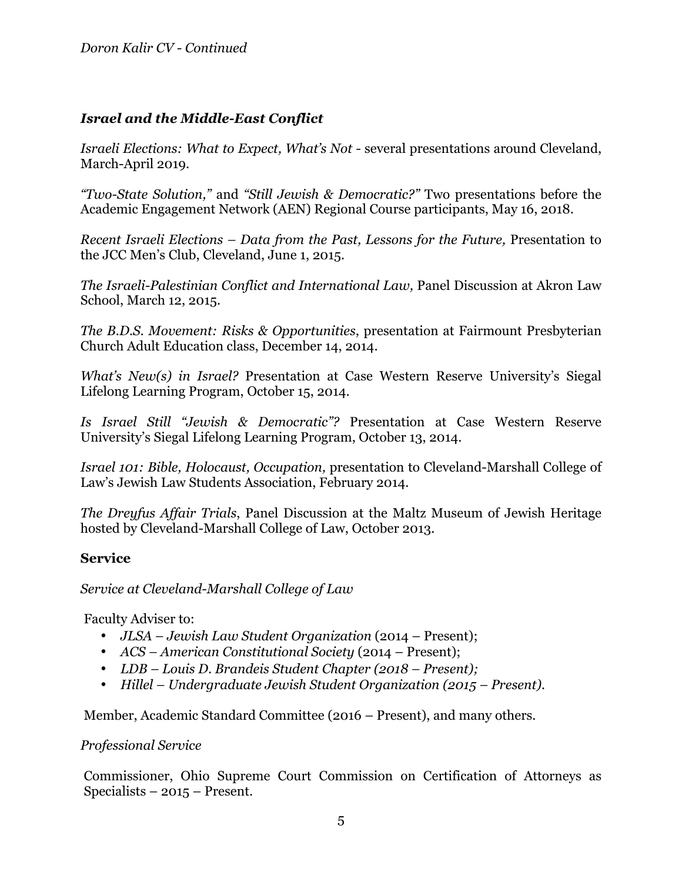### *Israel and the Middle-East Conflict*

*Israeli Elections: What to Expect, What's Not* - several presentations around Cleveland, March-April 2019.

*"Two-State Solution,"* and *"Still Jewish & Democratic?"* Two presentations before the Academic Engagement Network (AEN) Regional Course participants, May 16, 2018.

*Recent Israeli Elections – Data from the Past, Lessons for the Future,* Presentation to the JCC Men's Club, Cleveland, June 1, 2015.

*The Israeli-Palestinian Conflict and International Law,* Panel Discussion at Akron Law School, March 12, 2015.

*The B.D.S. Movement: Risks & Opportunities*, presentation at Fairmount Presbyterian Church Adult Education class, December 14, 2014.

*What's New(s) in Israel?* Presentation at Case Western Reserve University's Siegal Lifelong Learning Program, October 15, 2014.

*Is Israel Still "Jewish & Democratic"?* Presentation at Case Western Reserve University's Siegal Lifelong Learning Program, October 13, 2014.

*Israel 101: Bible, Holocaust, Occupation,* presentation to Cleveland-Marshall College of Law's Jewish Law Students Association, February 2014.

*The Dreyfus Affair Trials*, Panel Discussion at the Maltz Museum of Jewish Heritage hosted by Cleveland-Marshall College of Law, October 2013.

## Service

*Service at Cleveland-Marshall College of Law*

Faculty Adviser to:

- *JLSA – Jewish Law Student Organization* (2014 – Present);
- *ACS – American Constitutional Society* (2014 – Present);
- *LDB – Louis D. Brandeis Student Chapter (2018 – Present);*
- *Hillel – Undergraduate Jewish Student Organization (2015 – Present).*

Member, Academic Standard Committee (2016 – Present), and many others.

*Professional Service*

Commissioner, Ohio Supreme Court Commission on Certification of Attorneys as Specialists – 2015 – Present.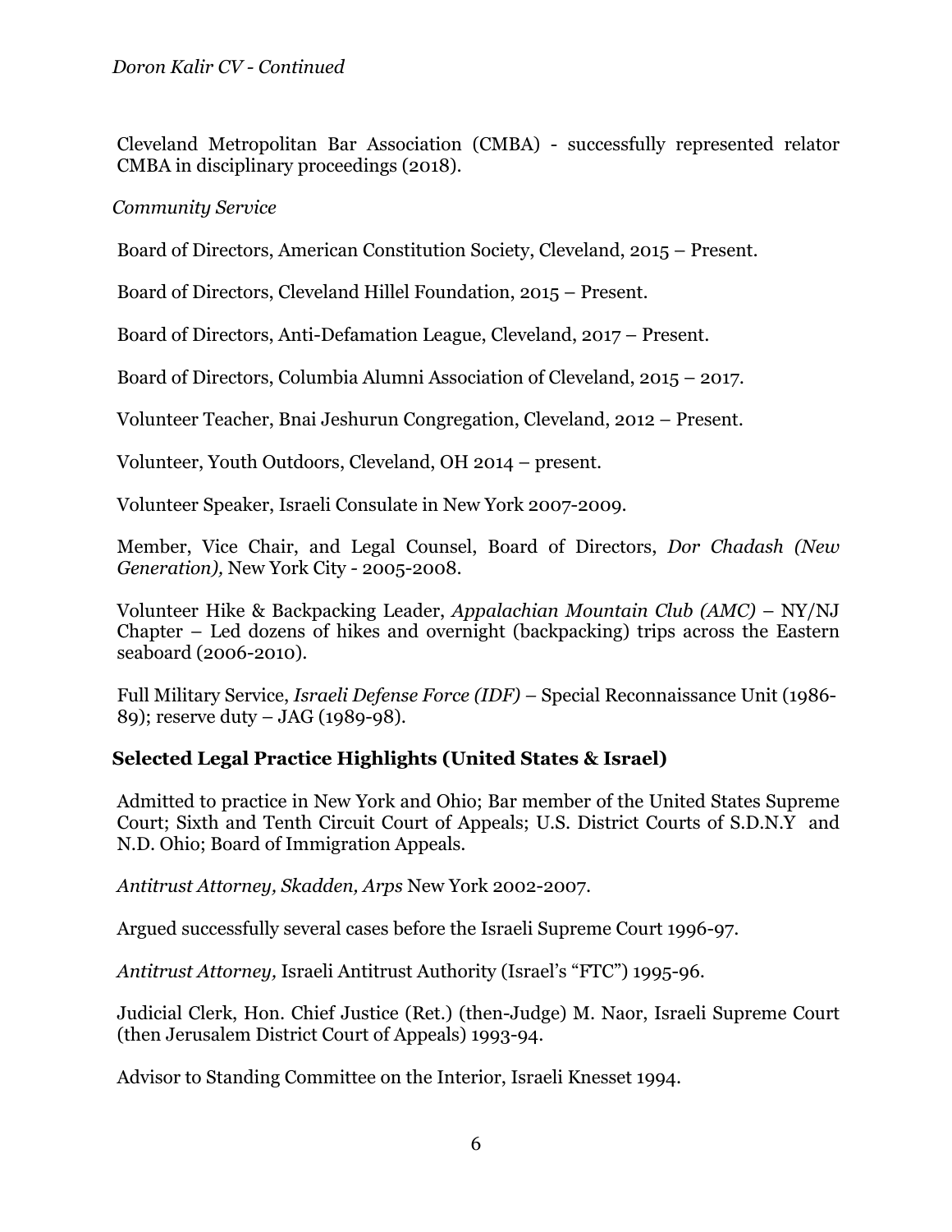Cleveland Metropolitan Bar Association (CMBA) - successfully represented relator CMBA in disciplinary proceedings (2018).

*Community Service*

Board of Directors, American Constitution Society, Cleveland, 2015 – Present.

Board of Directors, Cleveland Hillel Foundation, 2015 – Present.

Board of Directors, Anti-Defamation League, Cleveland, 2017 – Present.

Board of Directors, Columbia Alumni Association of Cleveland, 2015 – 2017.

Volunteer Teacher, Bnai Jeshurun Congregation, Cleveland, 2012 – Present.

Volunteer, Youth Outdoors, Cleveland, OH 2014 – present.

Volunteer Speaker, Israeli Consulate in New York 2007-2009.

Member, Vice Chair, and Legal Counsel, Board of Directors, *Dor Chadash (New Generation),* New York City - 2005-2008.

Volunteer Hike & Backpacking Leader, *Appalachian Mountain Club (AMC)* – NY/NJ Chapter – Led dozens of hikes and overnight (backpacking) trips across the Eastern seaboard (2006-2010).

Full Military Service, *Israeli Defense Force (IDF)* – Special Reconnaissance Unit (1986-89); reserve duty – JAG (1989-98).

## Selected Legal Practice Highlights (United States & Israel)

Admitted to practice in New York and Ohio; Bar member of the United States Supreme Court; Sixth and Tenth Circuit Court of Appeals; U.S. District Courts of S.D.N.Y and N.D. Ohio; Board of Immigration Appeals.

*Antitrust Attorney, Skadden, Arps* New York 2002-2007.

Argued successfully several cases before the Israeli Supreme Court 1996-97.

*Antitrust Attorney,* Israeli Antitrust Authority (Israel's "FTC") 1995-96.

Judicial Clerk, Hon. Chief Justice (Ret.) (then-Judge) M. Naor, Israeli Supreme Court (then Jerusalem District Court of Appeals) 1993-94.

Advisor to Standing Committee on the Interior, Israeli Knesset 1994.